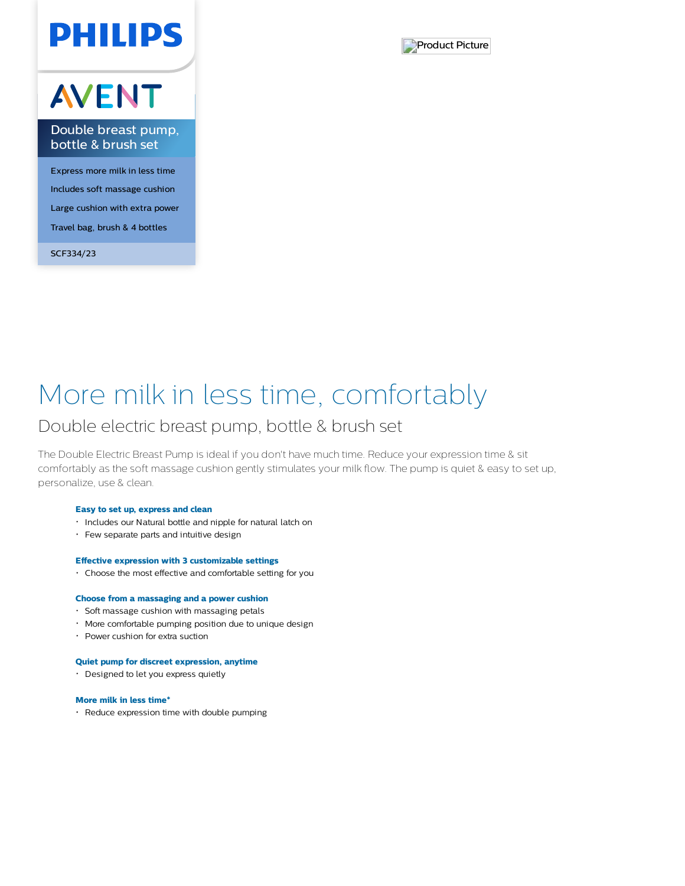PHILIPS

AVENT

Double breast pump, bottle & brush set

- Express more milk in less time
- Includes soft massage cushion
- Large cushion with extra power
- Travel bag, brush & 4 bottles

SCF334/23

# More milk in less time, comfortably

## Double electric breast pump, bottle & brush set

The Double Electric Breast Pump is ideal if you don't have much time. Reduce your expression time & sit comfortably as the soft massage cushion gently stimulates your milk flow. The pump is quiet & easy to set up, personalize, use & clean.

**Easy to set up, express and clean**
- Includes our Natural bottle and nipple for natural latch on
- Few separate parts and intuitive design

**Effective expression with 3 customizable settings**
- Choose the most effective and comfortable setting for you

**Choose from a massaging and a power cushion**
- Soft massage cushion with massaging petals
- More comfortable pumping position due to unique design
- Power cushion for extra suction

**Quiet pump for discreet expression, anytime**
- Designed to let you express quietly

**More milk in less time***
- Reduce expression time with double pumping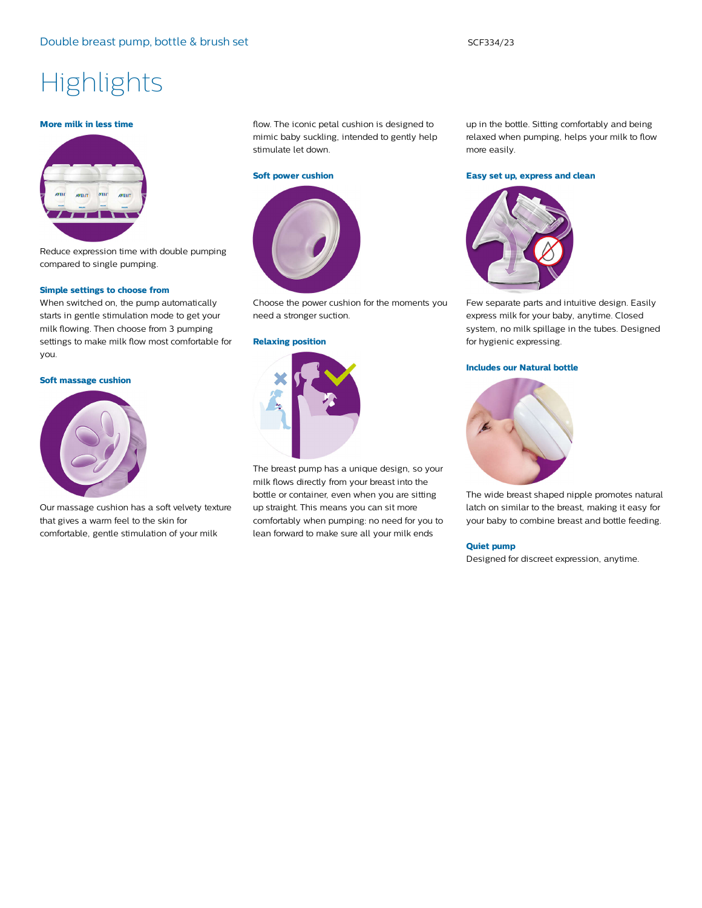# Highlights

### More milk in less time

Reduce expression time with double pumping compared to single pumping.

### Simple settings to choose from

When switched on, the pump automatically starts in gentle stimulation mode to get your milk flowing. Then choose from 3 pumping settings to make milk flow most comfortable for you.

### Soft massage cushion

Our massage cushion has a soft velvety texture that gives a warm feel to the skin for comfortable, gentle stimulation of your milk flow. The iconic petal cushion is designed to mimic baby suckling, intended to gently help stimulate let down.

### Soft power cushion

Choose the power cushion for the moments you need a stronger suction.

### Relaxing position

The breast pump has a unique design, so your milk flows directly from your breast into the bottle or container, even when you are sitting up straight. This means you can sit more comfortably when pumping: no need for you to lean forward to make sure all your milk ends up in the bottle. Sitting comfortably and being relaxed when pumping, helps your milk to flow more easily.

### Easy set up, express and clean

Few separate parts and intuitive design. Easily express milk for your baby, anytime. Closed system, no milk spillage in the tubes. Designed for hygienic expressing.

### Includes our Natural bottle

The wide breast shaped nipple promotes natural latch on similar to the breast, making it easy for your baby to combine breast and bottle feeding.

### Quiet pump

Designed for discreet expression, anytime.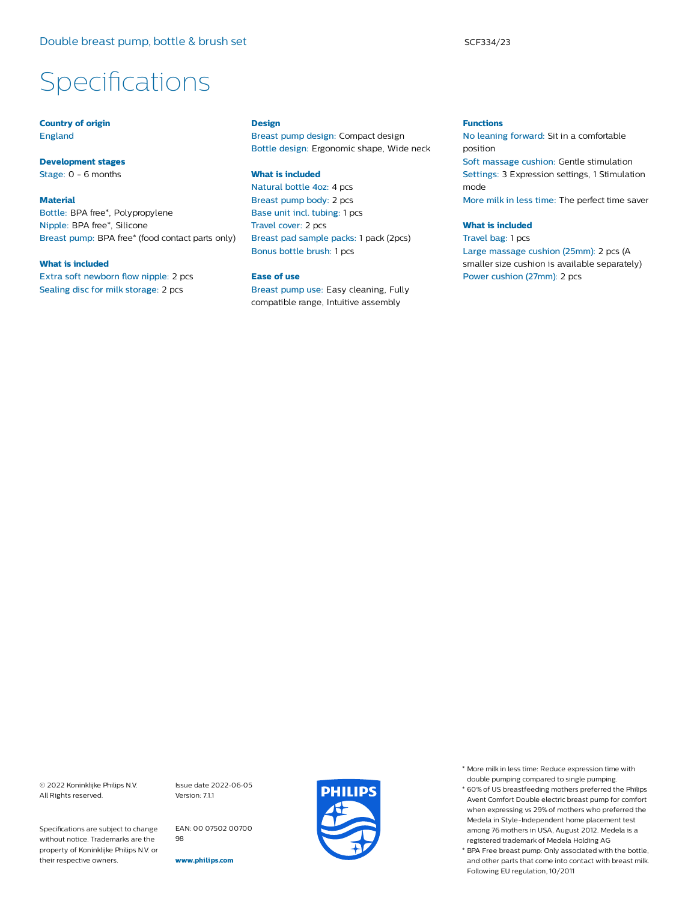Double breast pump, bottle & brush set

SCF334/23

# Specifications

### Country of origin

England

### Development stages

Stage: 0 - 6 months

### Material

Bottle: BPA free*, Polypropylene

Nipple: BPA free*, Silicone

Breast pump: BPA free* (food contact parts only)

### What is included

Extra soft newborn flow nipple: 2 pcs

Sealing disc for milk storage: 2 pcs

### Design

Breast pump design: Compact design

Bottle design: Ergonomic shape, Wide neck

### What is included

Natural bottle 4oz: 4 pcs

Breast pump body: 2 pcs

Base unit incl. tubing: 1 pcs

Travel cover: 2 pcs

Breast pad sample packs: 1 pack (2pcs)

Bonus bottle brush: 1 pcs

### Ease of use

Breast pump use: Easy cleaning, Fully compatible range, Intuitive assembly

### Functions

No leaning forward: Sit in a comfortable position

Soft massage cushion: Gentle stimulation

Settings: 3 Expression settings, 1 Stimulation mode

More milk in less time: The perfect time saver

### What is included

Travel bag: 1 pcs

Large massage cushion (25mm): 2 pcs (A smaller size cushion is available separately)

Power cushion (27mm): 2 pcs

© 2022 Koninklijke Philips N.V.
All Rights reserved.

Specifications are subject to change without notice. Trademarks are the property of Koninklijke Philips N.V. or their respective owners.

Issue date 2022-06-05
Version: 7.1.1

EAN: 00 07502 00700 98

www.philips.com

* More milk in less time: Reduce expression time with double pumping compared to single pumping.
* 60% of US breastfeeding mothers preferred the Philips Avent Comfort Double electric breast pump for comfort when expressing vs 29% of mothers who preferred the Medela in Style-Independent home placement test among 76 mothers in USA, August 2012. Medela is a registered trademark of Medela Holding AG
* BPA Free breast pump: Only associated with the bottle, and other parts that come into contact with breast milk. Following EU regulation, 10/2011